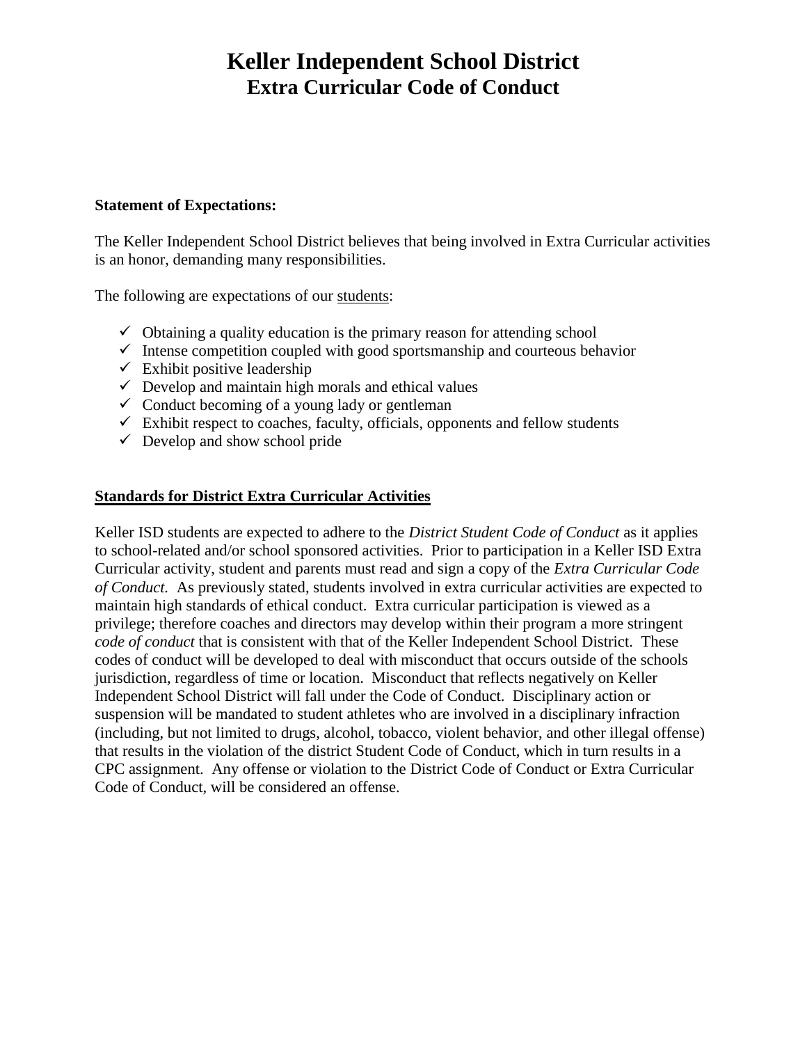# Keller Independent School District
## Extra Curricular Code of Conduct

**Statement of Expectations:**

The Keller Independent School District believes that being involved in Extra Curricular activities is an honor, demanding many responsibilities.

The following are expectations of our <u>students</u>:

- ✓ Obtaining a quality education is the primary reason for attending school
- ✓ Intense competition coupled with good sportsmanship and courteous behavior
- ✓ Exhibit positive leadership
- ✓ Develop and maintain high morals and ethical values
- ✓ Conduct becoming of a young lady or gentleman
- ✓ Exhibit respect to coaches, faculty, officials, opponents and fellow students
- ✓ Develop and show school pride

**<u>Standards for District Extra Curricular Activities</u>**

Keller ISD students are expected to adhere to the *District Student Code of Conduct* as it applies to school-related and/or school sponsored activities. Prior to participation in a Keller ISD Extra Curricular activity, student and parents must read and sign a copy of the *Extra Curricular Code of Conduct.* As previously stated, students involved in extra curricular activities are expected to maintain high standards of ethical conduct. Extra curricular participation is viewed as a privilege; therefore coaches and directors may develop within their program a more stringent *code of conduct* that is consistent with that of the Keller Independent School District. These codes of conduct will be developed to deal with misconduct that occurs outside of the schools jurisdiction, regardless of time or location. Misconduct that reflects negatively on Keller Independent School District will fall under the Code of Conduct. Disciplinary action or suspension will be mandated to student athletes who are involved in a disciplinary infraction (including, but not limited to drugs, alcohol, tobacco, violent behavior, and other illegal offense) that results in the violation of the district Student Code of Conduct, which in turn results in a CPC assignment. Any offense or violation to the District Code of Conduct or Extra Curricular Code of Conduct, will be considered an offense.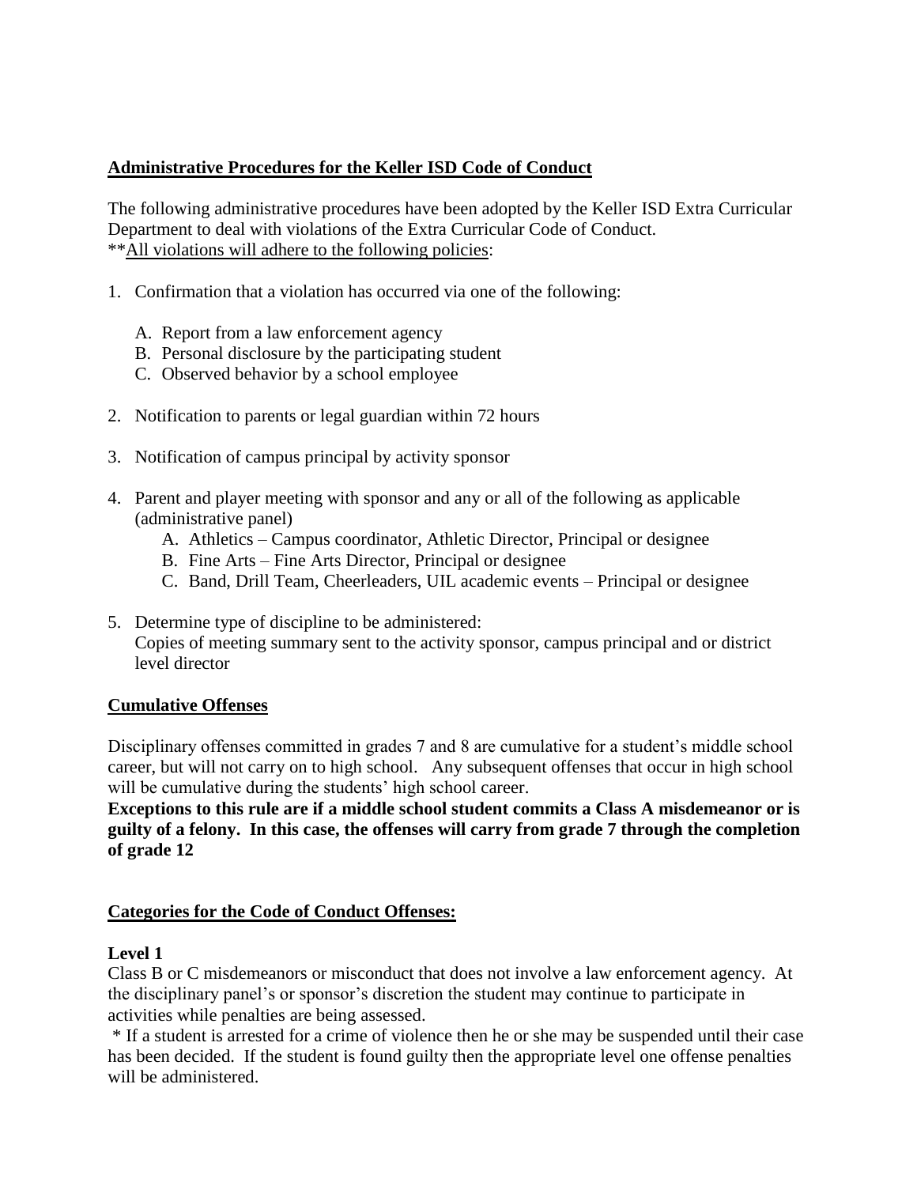## Administrative Procedures for the Keller ISD Code of Conduct

The following administrative procedures have been adopted by the Keller ISD Extra Curricular Department to deal with violations of the Extra Curricular Code of Conduct.
**All violations will adhere to the following policies:

1. Confirmation that a violation has occurred via one of the following:

   A. Report from a law enforcement agency
   B. Personal disclosure by the participating student
   C. Observed behavior by a school employee

2. Notification to parents or legal guardian within 72 hours

3. Notification of campus principal by activity sponsor

4. Parent and player meeting with sponsor and any or all of the following as applicable (administrative panel)
   A. Athletics – Campus coordinator, Athletic Director, Principal or designee
   B. Fine Arts – Fine Arts Director, Principal or designee
   C. Band, Drill Team, Cheerleaders, UIL academic events – Principal or designee

5. Determine type of discipline to be administered:
   Copies of meeting summary sent to the activity sponsor, campus principal and or district level director

## Cumulative Offenses

Disciplinary offenses committed in grades 7 and 8 are cumulative for a student's middle school career, but will not carry on to high school. Any subsequent offenses that occur in high school will be cumulative during the students' high school career.
**Exceptions to this rule are if a middle school student commits a Class A misdemeanor or is guilty of a felony. In this case, the offenses will carry from grade 7 through the completion of grade 12**

## Categories for the Code of Conduct Offenses:

### Level 1

Class B or C misdemeanors or misconduct that does not involve a law enforcement agency. At the disciplinary panel's or sponsor's discretion the student may continue to participate in activities while penalties are being assessed.

* If a student is arrested for a crime of violence then he or she may be suspended until their case has been decided. If the student is found guilty then the appropriate level one offense penalties will be administered.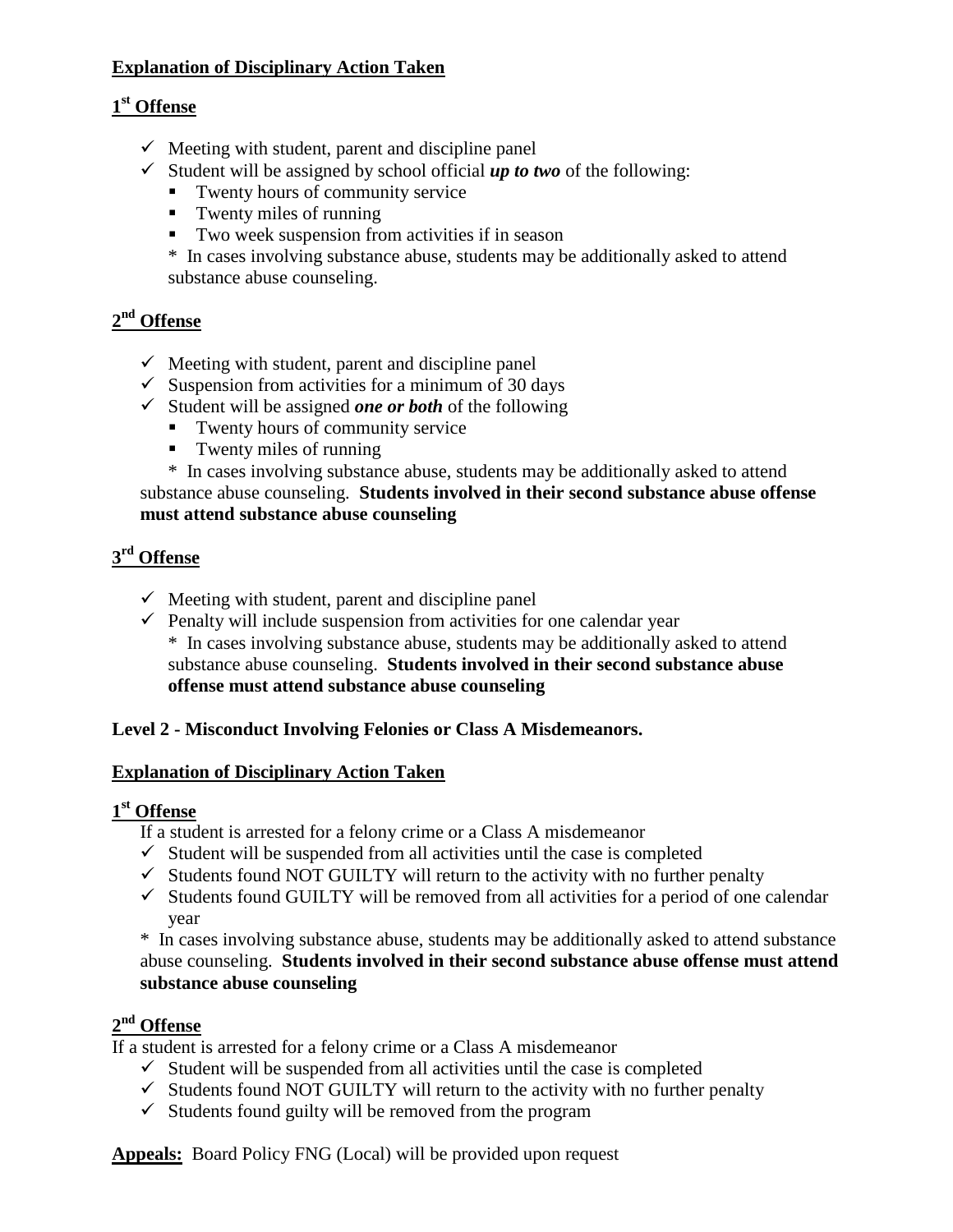**Explanation of Disciplinary Action Taken**

**1st Offense**

- ✓ Meeting with student, parent and discipline panel
- ✓ Student will be assigned by school official ***up to two*** of the following:
  - Twenty hours of community service
  - Twenty miles of running
  - Two week suspension from activities if in season

  \* In cases involving substance abuse, students may be additionally asked to attend substance abuse counseling.

**2nd Offense**

- ✓ Meeting with student, parent and discipline panel
- ✓ Suspension from activities for a minimum of 30 days
- ✓ Student will be assigned ***one or both*** of the following
  - Twenty hours of community service
  - Twenty miles of running

\* In cases involving substance abuse, students may be additionally asked to attend substance abuse counseling. **Students involved in their second substance abuse offense must attend substance abuse counseling**

**3rd Offense**

- ✓ Meeting with student, parent and discipline panel
- ✓ Penalty will include suspension from activities for one calendar year

  \* In cases involving substance abuse, students may be additionally asked to attend substance abuse counseling. **Students involved in their second substance abuse offense must attend substance abuse counseling**

**Level 2 - Misconduct Involving Felonies or Class A Misdemeanors.**

**Explanation of Disciplinary Action Taken**

**1st Offense**

If a student is arrested for a felony crime or a Class A misdemeanor

- ✓ Student will be suspended from all activities until the case is completed
- ✓ Students found NOT GUILTY will return to the activity with no further penalty
- ✓ Students found GUILTY will be removed from all activities for a period of one calendar year

\* In cases involving substance abuse, students may be additionally asked to attend substance abuse counseling. **Students involved in their second substance abuse offense must attend substance abuse counseling**

**2nd Offense**

If a student is arrested for a felony crime or a Class A misdemeanor

- ✓ Student will be suspended from all activities until the case is completed
- ✓ Students found NOT GUILTY will return to the activity with no further penalty
- ✓ Students found guilty will be removed from the program

**Appeals:** Board Policy FNG (Local) will be provided upon request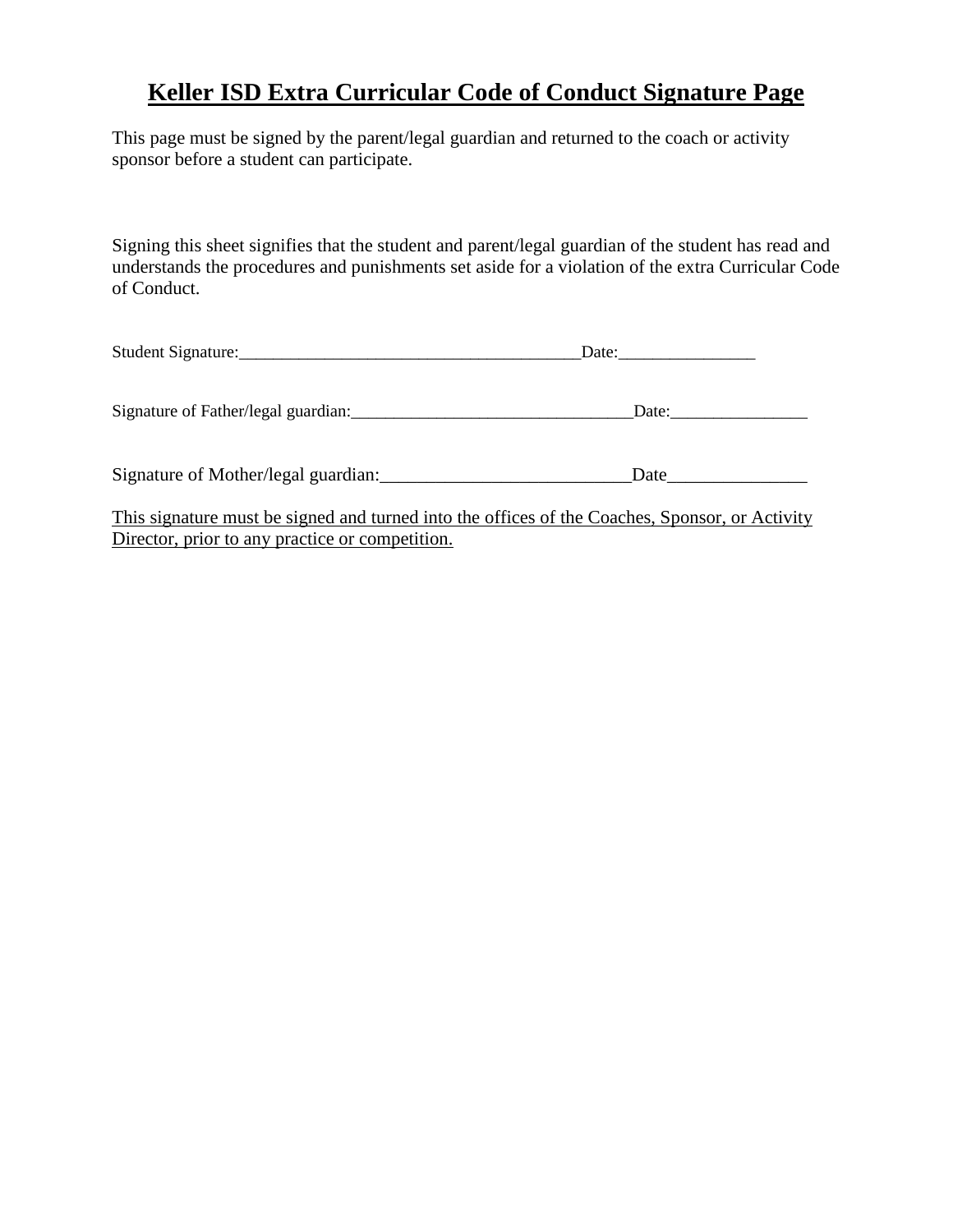# Keller ISD Extra Curricular Code of Conduct Signature Page

This page must be signed by the parent/legal guardian and returned to the coach or activity sponsor before a student can participate.

Signing this sheet signifies that the student and parent/legal guardian of the student has read and understands the procedures and punishments set aside for a violation of the extra Curricular Code of Conduct.

Student Signature:_________________________________________Date:________________

Signature of Father/legal guardian:_________________________________Date:________________

Signature of Mother/legal guardian:___________________________Date_______________

<u>This signature must be signed and turned into the offices of the Coaches, Sponsor, or Activity Director, prior to any practice or competition.</u>